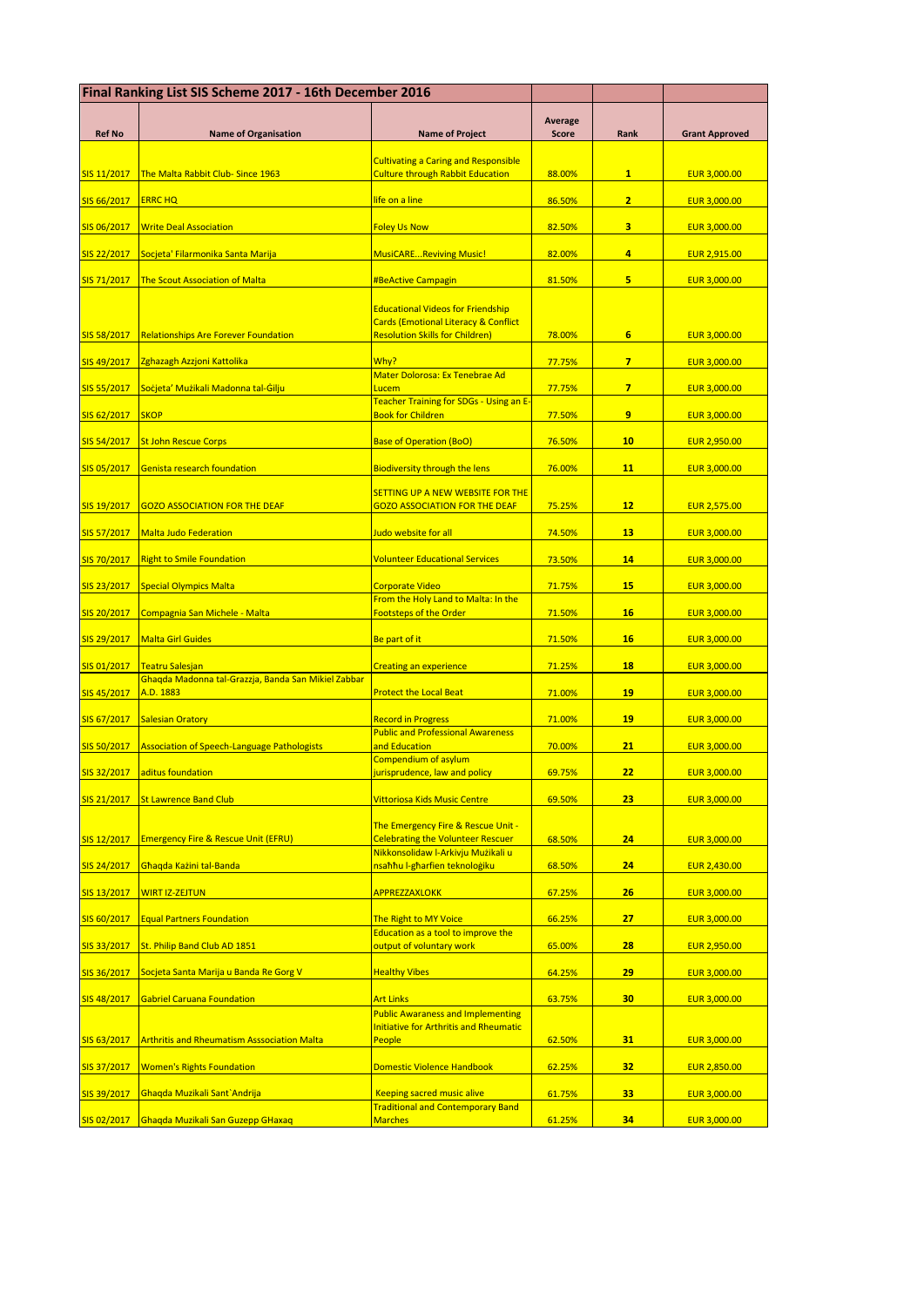| Final Ranking List SIS Scheme 2017 - 16th December 2016 | | | | | |
|---|---|---|---|---|---|
| **Ref No** | **Name of Organisation** | **Name of Project** | **Average Score** | **Rank** | **Grant Approved** |
| SIS 11/2017 | The Malta Rabbit Club- Since 1963 | Cultivating a Caring and Responsible Culture through Rabbit Education | 88.00% | **1** | EUR 3,000.00 |
| SIS 66/2017 | ERRC HQ | life on a line | 86.50% | **2** | EUR 3,000.00 |
| SIS 06/2017 | Write Deal Association | Foley Us Now | 82.50% | **3** | EUR 3,000.00 |
| SIS 22/2017 | Socjeta' Filarmonika Santa Marija | MusiCARE...Reviving Music! | 82.00% | **4** | EUR 2,915.00 |
| SIS 71/2017 | The Scout Association of Malta | #BeActive Campagin | 81.50% | **5** | EUR 3,000.00 |
| SIS 58/2017 | Relationships Are Forever Foundation | Educational Videos for Friendship Cards (Emotional Literacy & Conflict Resolution Skills for Children) | 78.00% | **6** | EUR 3,000.00 |
| SIS 49/2017 | Zghazagh Azzjoni Kattolika | Why? | 77.75% | **7** | EUR 3,000.00 |
| SIS 55/2017 | Soċjeta' Mużikali Madonna tal-Ġilju | Mater Dolorosa: Ex Tenebrae Ad Lucem | 77.75% | **7** | EUR 3,000.00 |
| SIS 62/2017 | SKOP | Teacher Training for SDGs - Using an E-Book for Children | 77.50% | **9** | EUR 3,000.00 |
| SIS 54/2017 | St John Rescue Corps | Base of Operation (BoO) | 76.50% | **10** | EUR 2,950.00 |
| SIS 05/2017 | Genista research foundation | Biodiversity through the lens | 76.00% | **11** | EUR 3,000.00 |
| SIS 19/2017 | GOZO ASSOCIATION FOR THE DEAF | SETTING UP A NEW WEBSITE FOR THE GOZO ASSOCIATION FOR THE DEAF | 75.25% | **12** | EUR 2,575.00 |
| SIS 57/2017 | Malta Judo Federation | Judo website for all | 74.50% | **13** | EUR 3,000.00 |
| SIS 70/2017 | Right to Smile Foundation | Volunteer Educational Services | 73.50% | **14** | EUR 3,000.00 |
| SIS 23/2017 | Special Olympics Malta | Corporate Video | 71.75% | **15** | EUR 3,000.00 |
| SIS 20/2017 | Compagnia San Michele - Malta | From the Holy Land to Malta: In the Footsteps of the Order | 71.50% | **16** | EUR 3,000.00 |
| SIS 29/2017 | Malta Girl Guides | Be part of it | 71.50% | **16** | EUR 3,000.00 |
| SIS 01/2017 | Teatru Salesjan | Creating an experience | 71.25% | **18** | EUR 3,000.00 |
| SIS 45/2017 | Ghaqda Madonna tal-Grazzja, Banda San Mikiel Zabbar A.D. 1883 | Protect the Local Beat | 71.00% | **19** | EUR 3,000.00 |
| SIS 67/2017 | Salesian Oratory | Record in Progress | 71.00% | **19** | EUR 3,000.00 |
| SIS 50/2017 | Association of Speech-Language Pathologists | Public and Professional Awareness and Education | 70.00% | **21** | EUR 3,000.00 |
| SIS 32/2017 | aditus foundation | Compendium of asylum jurisprudence, law and policy | 69.75% | **22** | EUR 3,000.00 |
| SIS 21/2017 | St Lawrence Band Club | Vittoriosa Kids Music Centre | 69.50% | **23** | EUR 3,000.00 |
| SIS 12/2017 | Emergency Fire & Rescue Unit (EFRU) | The Emergency Fire & Rescue Unit - Celebrating the Volunteer Rescuer | 68.50% | **24** | EUR 3,000.00 |
| SIS 24/2017 | Għaqda Każini tal-Banda | Nikkonsolidaw l-Arkivju Mużikali u nsaħħu l-għarfien teknoloġiku | 68.50% | **24** | EUR 2,430.00 |
| SIS 13/2017 | WIRT IZ-ZEJTUN | APPREZZAXLOKK | 67.25% | **26** | EUR 3,000.00 |
| SIS 60/2017 | Equal Partners Foundation | The Right to MY Voice | 66.25% | **27** | EUR 3,000.00 |
| SIS 33/2017 | St. Philip Band Club AD 1851 | Education as a tool to improve the output of voluntary work | 65.00% | **28** | EUR 2,950.00 |
| SIS 36/2017 | Socjeta Santa Marija u Banda Re Gorg V | Healthy Vibes | 64.25% | **29** | EUR 3,000.00 |
| SIS 48/2017 | Gabriel Caruana Foundation | Art Links | 63.75% | **30** | EUR 3,000.00 |
| SIS 63/2017 | Arthritis and Rheumatism Asssociation Malta | Public Awaraness and Implementing Initiative for Arthritis and Rheumatic People | 62.50% | **31** | EUR 3,000.00 |
| SIS 37/2017 | Women's Rights Foundation | Domestic Violence Handbook | 62.25% | **32** | EUR 2,850.00 |
| SIS 39/2017 | Ghaqda Muzikali Sant`Andrija | Keeping sacred music alive | 61.75% | **33** | EUR 3,000.00 |
| SIS 02/2017 | Ghaqda Muzikali San Guzepp GHaxaq | Traditional and Contemporary Band Marches | 61.25% | **34** | EUR 3,000.00 |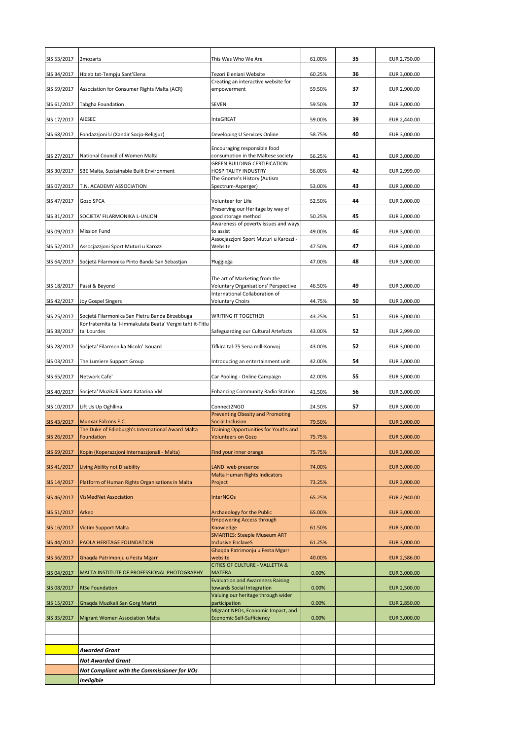| | | | | | |
|---|---|---|---|---|---|
| SIS 53/2017 | 2mozarts | This Was Who We Are | 61.00% | 35 | EUR 2,750.00 |
| SIS 34/2017 | Hbieb tat-Tempju Sant'Elena | Tezori Eleniani Website | 60.25% | 36 | EUR 3,000.00 |
| SIS 59/2017 | Association for Consumer Rights Malta (ACR) | Creating an interactive website for empowerment | 59.50% | 37 | EUR 2,900.00 |
| SIS 61/2017 | Tabgha Foundation | SEVEN | 59.50% | 37 | EUR 3,000.00 |
| SIS 17/2017 | AIESEC | InteGREAT | 59.00% | 39 | EUR 2,440.00 |
| SIS 68/2017 | Fondazzjoni U (Xandir Socjo-Religjuz) | Developing U Services Online | 58.75% | 40 | EUR 3,000.00 |
| SIS 27/2017 | National Council of Women Malta | Encouraging responsible food consumption in the Maltese society | 56.25% | 41 | EUR 3,000.00 |
| SIS 30/2017 | SBE Malta, Sustainable Built Environment | GREEN BUILDING CERTIFICATION HOSPITALITY INDUSTRY | 56.00% | 42 | EUR 2,999.00 |
| SIS 07/2017 | T.N. ACADEMY ASSOCIATION | The Gnome's History (Autism Spectrum-Asperger) | 53.00% | 43 | EUR 3,000.00 |
| SIS 47/2017 | Gozo SPCA | Volunteer for Life | 52.50% | 44 | EUR 3,000.00 |
| SIS 31/2017 | SOCJETA' FILARMONIKA L-UNJONI | Preserving our Heritage by way of good storage method | 50.25% | 45 | EUR 3,000.00 |
| SIS 09/2017 | Mission Fund | Awareness of poverty issues and ways to assist | 49.00% | 46 | EUR 3,000.00 |
| SIS 52/2017 | Assocjazzjoni Sport Muturi u Karozzi | Assocjazzjoni Sport Muturi u Karozzi - Website | 47.50% | 47 | EUR 3,000.00 |
| SIS 64/2017 | Soċjetà Filarmonika Pinto Banda San Sebastjan | Ħuġġieġa | 47.00% | 48 | EUR 3,000.00 |
| SIS 18/2017 | Passi & Beyond | The art of Marketing from the Voluntary Organisations' Perspective | 46.50% | 49 | EUR 3,000.00 |
| SIS 42/2017 | Joy Gospel Singers | International Collaboration of Voluntary Choirs | 44.75% | 50 | EUR 3,000.00 |
| SIS 25/2017 | Socjetá Filarmonika San Pietru Banda Birzebbuga | WRITING IT TOGETHER | 43.25% | 51 | EUR 3,000.00 |
| SIS 38/2017 | Konfraternita ta' l-Immakulata Beata' Vergni taht it-Titlu ta' Lourdes | Safeguarding our Cultural Artefacts | 43.00% | 52 | EUR 2,999.00 |
| SIS 28/2017 | Soċjeta' Filarmonika Nicolo' Isouard | Tifkira tal-75 Sena mill-Konvoj | 43.00% | 52 | EUR 3,000.00 |
| SIS 03/2017 | The Lumiere Support Group | Introducing an entertainment unit | 42.00% | 54 | EUR 3,000.00 |
| SIS 65/2017 | Network Cafe' | Car Pooling - Online Campaign | 42.00% | 55 | EUR 3,000.00 |
| SIS 40/2017 | Socjeta' Muzikali Santa Katarina VM | Enhancing Community Radio Station | 41.50% | 56 | EUR 3,000.00 |
| SIS 10/2017 | Lift Us Up Oghllina | Connect2NGO | 24.50% | 57 | EUR 3,000.00 |
| SIS 43/2017 | Munxar Falcons F.C. | Preventing Obesity and Promoting Social Inclusion | 79.50% | | EUR 3,000.00 |
| SIS 26/2017 | The Duke of Edinburgh's International Award Malta Foundation | Training Opportunities for Youths and Volunteers on Gozo | 75.75% | | EUR 3,000.00 |
| SIS 69/2017 | Kopin (Koperazzjoni Internazzjonali - Malta) | Find your inner orange | 75.75% | | EUR 3,000.00 |
| SIS 41/2017 | Living Ability not Disability | LAND web presence | 74.00% | | EUR 3,000.00 |
| SIS 14/2017 | Platform of Human Rights Organisations in Malta | Malta Human Rights Indicators Project | 73.25% | | EUR 3,000.00 |
| SIS 46/2017 | VisMedNet Association | InterNGOs | 65.25% | | EUR 2,940.00 |
| SIS 51/2017 | Arkeo | Archaeology for the Public | 65.00% | | EUR 3,000.00 |
| SIS 16/2017 | Victim Support Malta | Empowering Access through Knowledge | 61.50% | | EUR 3,000.00 |
| SIS 44/2017 | PAOLA HERITAGE FOUNDATION | SMARTIES: Steeple Museum ART Inclusive EnclaveS | 61.25% | | EUR 3,000.00 |
| SIS 56/2017 | Ghaqda Patrimonju u Festa Mgarr | Ghaqda Patrimonju u Festa Mgarr website | 40.00% | | EUR 2,586.00 |
| SIS 04/2017 | MALTA INSTITUTE OF PROFESSIONAL PHOTOGRAPHY | CITIES OF CULTURE - VALLETTA & MATERA | 0.00% | | EUR 3,000.00 |
| SIS 08/2017 | RISe Foundation | Evaluation and Awareness Raising towards Social Integration | 0.00% | | EUR 2,500.00 |
| SIS 15/2017 | Ghaqda Muzikali San Gorg Martri | Valuing our heritage through wider participation | 0.00% | | EUR 2,850.00 |
| SIS 35/2017 | Migrant Women Association Malta | Migrant NPOs, Economic Impact, and Economic Self-Sufficiency | 0.00% | | EUR 3,000.00 |

| | |
|---|---|
| | ***Awarded Grant*** |
| | ***Not Awarded Grant*** |
| | ***Not Compliant with the Commissioner for VOs*** |
| | ***Ineligible*** |